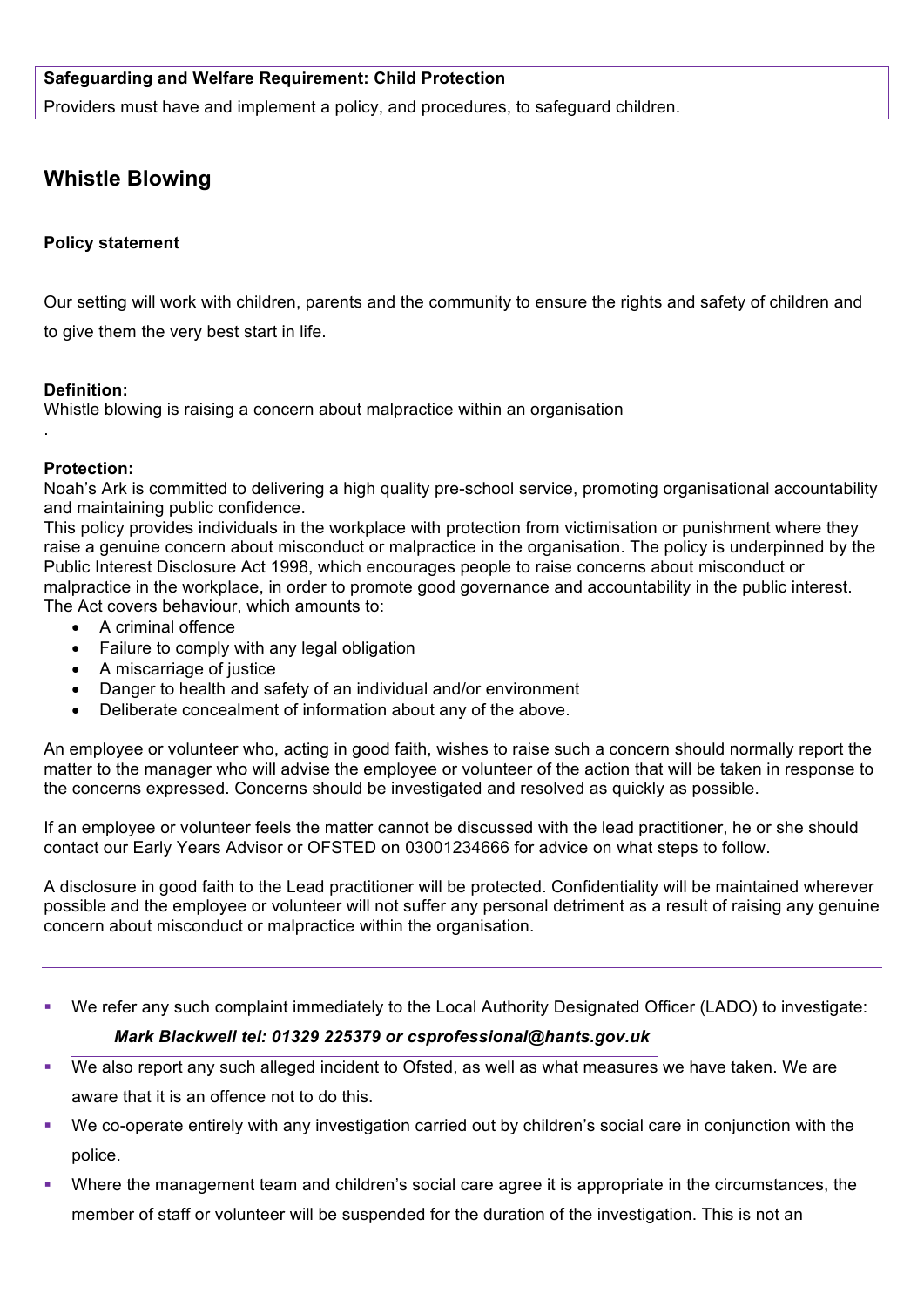**Safeguarding and Welfare Requirement: Child Protection**

Providers must have and implement a policy, and procedures, to safeguard children.

## Whistle Blowing

**Policy statement**

Our setting will work with children, parents and the community to ensure the rights and safety of children and to give them the very best start in life.

**Definition:**
Whistle blowing is raising a concern about malpractice within an organisation
.

**Protection:**
Noah's Ark is committed to delivering a high quality pre-school service, promoting organisational accountability and maintaining public confidence.
This policy provides individuals in the workplace with protection from victimisation or punishment where they raise a genuine concern about misconduct or malpractice in the organisation. The policy is underpinned by the Public Interest Disclosure Act 1998, which encourages people to raise concerns about misconduct or malpractice in the workplace, in order to promote good governance and accountability in the public interest.
The Act covers behaviour, which amounts to:

- A criminal offence
- Failure to comply with any legal obligation
- A miscarriage of justice
- Danger to health and safety of an individual and/or environment
- Deliberate concealment of information about any of the above.

An employee or volunteer who, acting in good faith, wishes to raise such a concern should normally report the matter to the manager who will advise the employee or volunteer of the action that will be taken in response to the concerns expressed. Concerns should be investigated and resolved as quickly as possible.

If an employee or volunteer feels the matter cannot be discussed with the lead practitioner, he or she should contact our Early Years Advisor or OFSTED on 03001234666 for advice on what steps to follow.

A disclosure in good faith to the Lead practitioner will be protected. Confidentiality will be maintained wherever possible and the employee or volunteer will not suffer any personal detriment as a result of raising any genuine concern about misconduct or malpractice within the organisation.

---

- We refer any such complaint immediately to the Local Authority Designated Officer (LADO) to investigate:
  ***Mark Blackwell tel: 01329 225379 or csprofessional@hants.gov.uk***
- We also report any such alleged incident to Ofsted, as well as what measures we have taken. We are aware that it is an offence not to do this.
- We co-operate entirely with any investigation carried out by children's social care in conjunction with the police.
- Where the management team and children's social care agree it is appropriate in the circumstances, the member of staff or volunteer will be suspended for the duration of the investigation. This is not an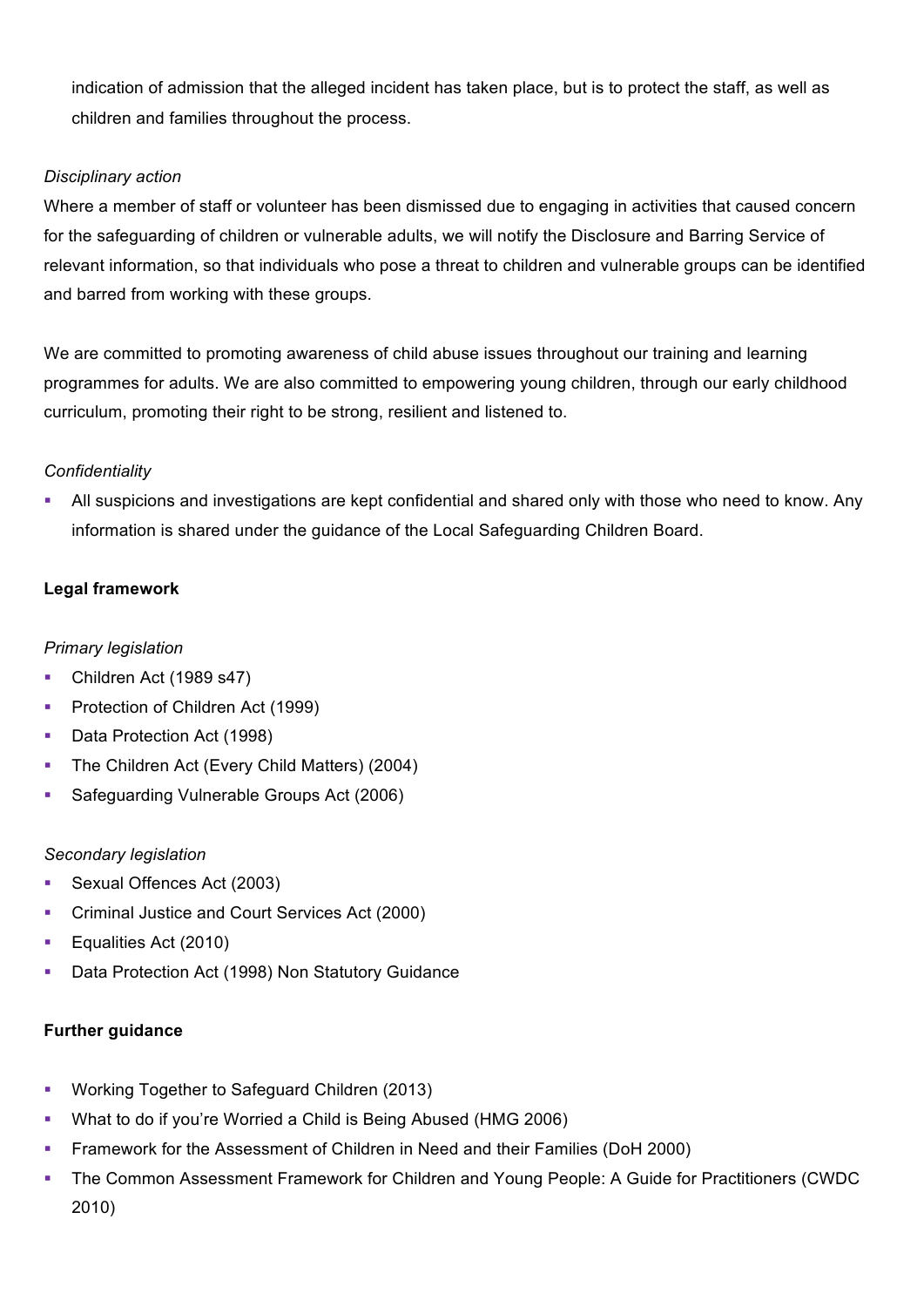indication of admission that the alleged incident has taken place, but is to protect the staff, as well as children and families throughout the process.

*Disciplinary action*

Where a member of staff or volunteer has been dismissed due to engaging in activities that caused concern for the safeguarding of children or vulnerable adults, we will notify the Disclosure and Barring Service of relevant information, so that individuals who pose a threat to children and vulnerable groups can be identified and barred from working with these groups.

We are committed to promoting awareness of child abuse issues throughout our training and learning programmes for adults. We are also committed to empowering young children, through our early childhood curriculum, promoting their right to be strong, resilient and listened to.

*Confidentiality*

- All suspicions and investigations are kept confidential and shared only with those who need to know. Any information is shared under the guidance of the Local Safeguarding Children Board.

**Legal framework**

*Primary legislation*

- Children Act (1989 s47)
- Protection of Children Act (1999)
- Data Protection Act (1998)
- The Children Act (Every Child Matters) (2004)
- Safeguarding Vulnerable Groups Act (2006)

*Secondary legislation*

- Sexual Offences Act (2003)
- Criminal Justice and Court Services Act (2000)
- Equalities Act (2010)
- Data Protection Act (1998) Non Statutory Guidance

**Further guidance**

- Working Together to Safeguard Children (2013)
- What to do if you're Worried a Child is Being Abused (HMG 2006)
- Framework for the Assessment of Children in Need and their Families (DoH 2000)
- The Common Assessment Framework for Children and Young People: A Guide for Practitioners (CWDC 2010)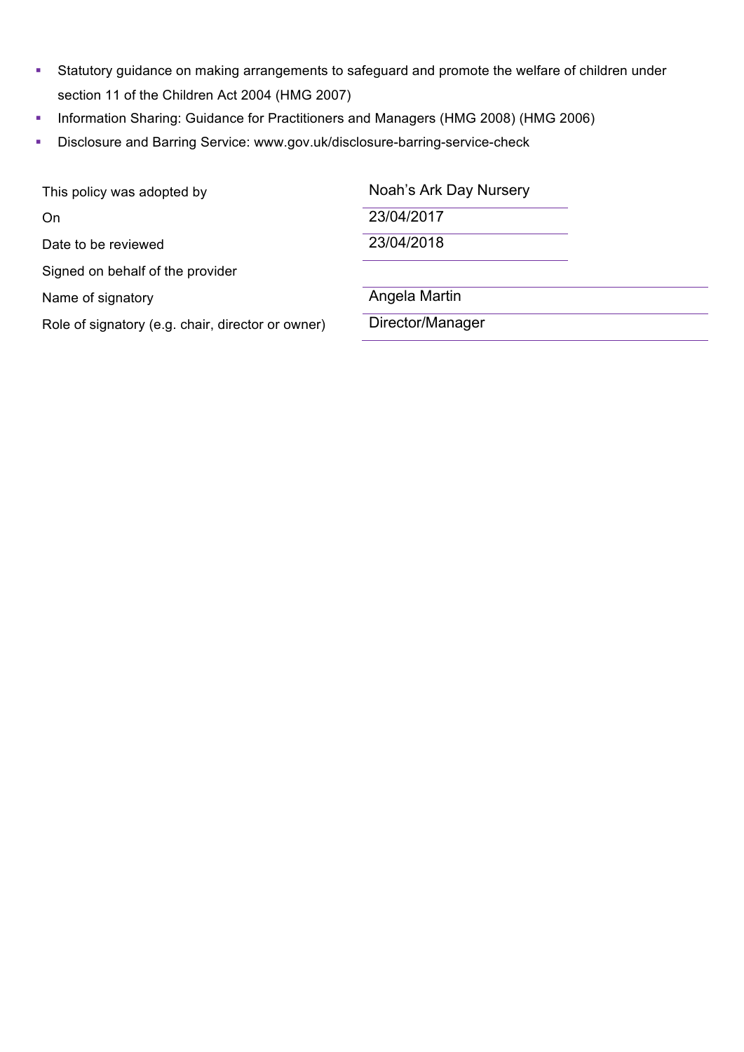- Statutory guidance on making arrangements to safeguard and promote the welfare of children under section 11 of the Children Act 2004 (HMG 2007)
- Information Sharing: Guidance for Practitioners and Managers (HMG 2008) (HMG 2006)
- Disclosure and Barring Service: www.gov.uk/disclosure-barring-service-check

| | |
|---|---|
| This policy was adopted by | Noah's Ark Day Nursery |
| On | 23/04/2017 |
| Date to be reviewed | 23/04/2018 |
| Signed on behalf of the provider | |
| Name of signatory | Angela Martin |
| Role of signatory (e.g. chair, director or owner) | Director/Manager |